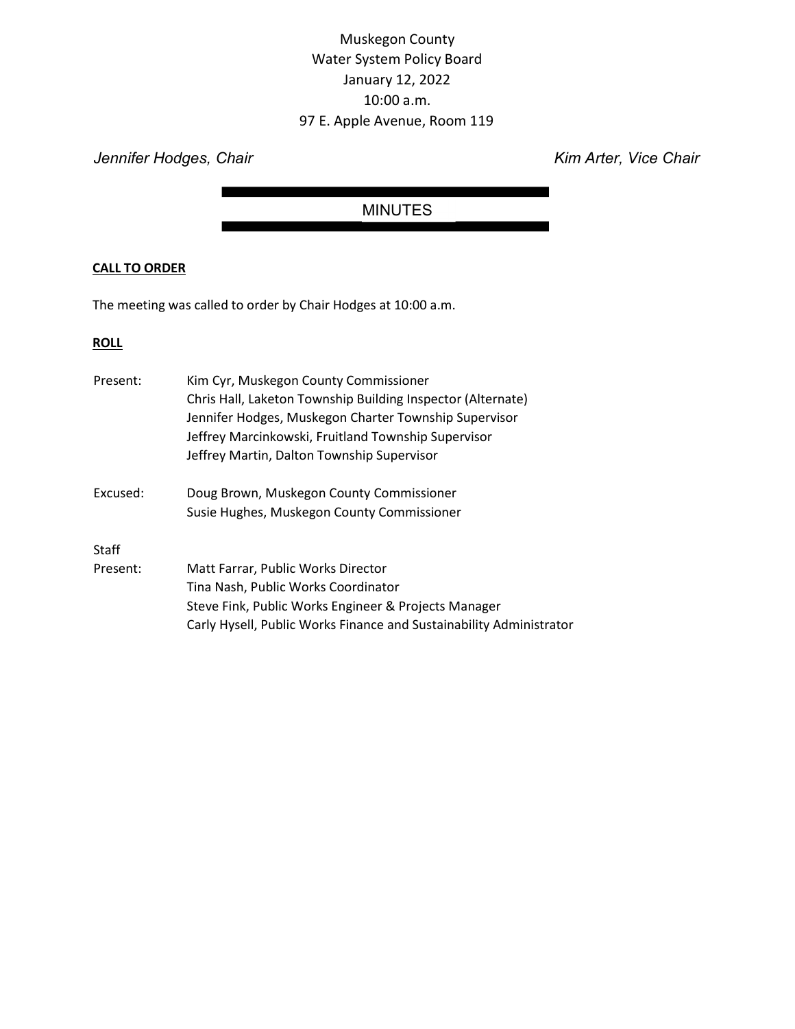Muskegon County
Water System Policy Board
January 12, 2022
10:00 a.m.
97 E. Apple Avenue, Room 119

*Jennifer Hodges, Chair* *Kim Arter, Vice Chair*

# MINUTES

**CALL TO ORDER**

The meeting was called to order by Chair Hodges at 10:00 a.m.

**ROLL**

Present: Kim Cyr, Muskegon County Commissioner
Chris Hall, Laketon Township Building Inspector (Alternate)
Jennifer Hodges, Muskegon Charter Township Supervisor
Jeffrey Marcinkowski, Fruitland Township Supervisor
Jeffrey Martin, Dalton Township Supervisor

Excused: Doug Brown, Muskegon County Commissioner
Susie Hughes, Muskegon County Commissioner

Staff Present: Matt Farrar, Public Works Director
Tina Nash, Public Works Coordinator
Steve Fink, Public Works Engineer & Projects Manager
Carly Hysell, Public Works Finance and Sustainability Administrator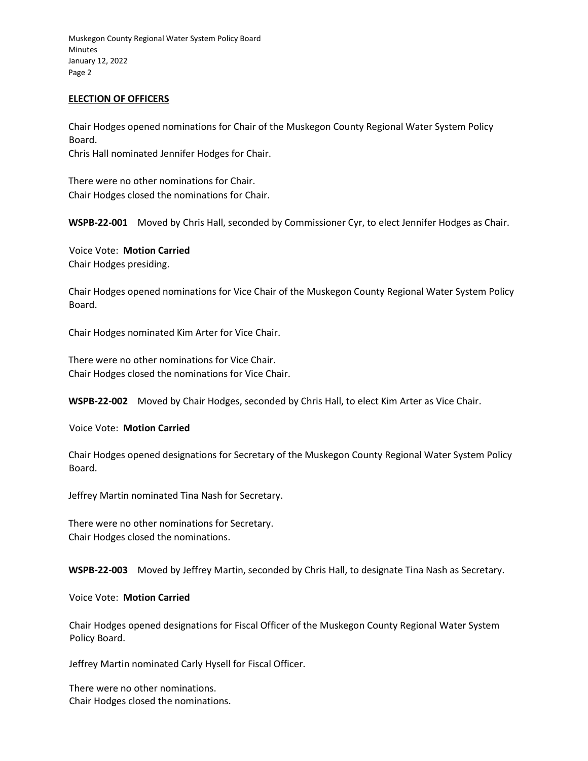## ELECTION OF OFFICERS

Chair Hodges opened nominations for Chair of the Muskegon County Regional Water System Policy Board.
Chris Hall nominated Jennifer Hodges for Chair.

There were no other nominations for Chair.
Chair Hodges closed the nominations for Chair.

**WSPB-22-001** Moved by Chris Hall, seconded by Commissioner Cyr, to elect Jennifer Hodges as Chair.

Voice Vote: **Motion Carried**
Chair Hodges presiding.

Chair Hodges opened nominations for Vice Chair of the Muskegon County Regional Water System Policy Board.

Chair Hodges nominated Kim Arter for Vice Chair.

There were no other nominations for Vice Chair.
Chair Hodges closed the nominations for Vice Chair.

**WSPB-22-002** Moved by Chair Hodges, seconded by Chris Hall, to elect Kim Arter as Vice Chair.

Voice Vote: **Motion Carried**

Chair Hodges opened designations for Secretary of the Muskegon County Regional Water System Policy Board.

Jeffrey Martin nominated Tina Nash for Secretary.

There were no other nominations for Secretary.
Chair Hodges closed the nominations.

**WSPB-22-003** Moved by Jeffrey Martin, seconded by Chris Hall, to designate Tina Nash as Secretary.

Voice Vote: **Motion Carried**

Chair Hodges opened designations for Fiscal Officer of the Muskegon County Regional Water System Policy Board.

Jeffrey Martin nominated Carly Hysell for Fiscal Officer.

There were no other nominations.
Chair Hodges closed the nominations.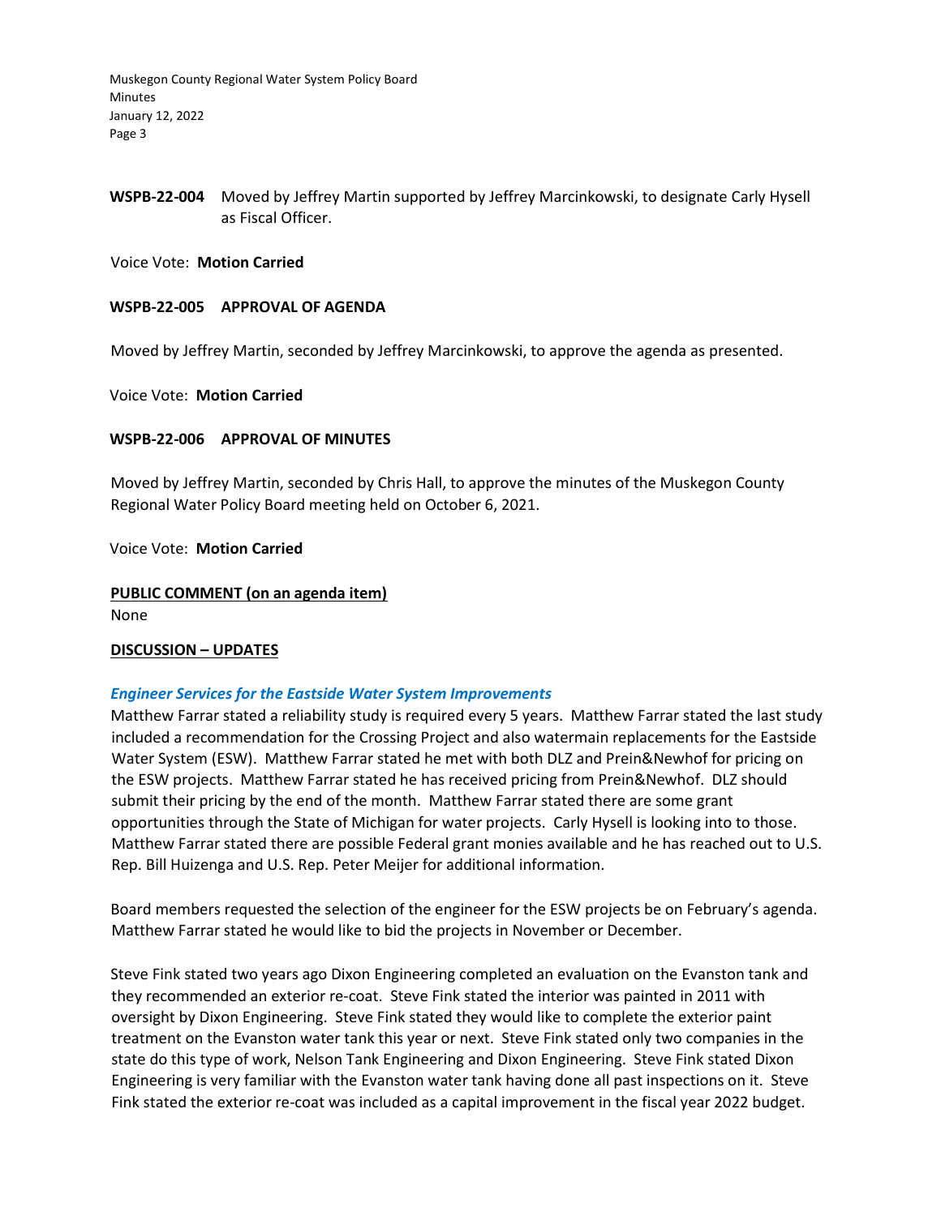**WSPB-22-004** Moved by Jeffrey Martin supported by Jeffrey Marcinkowski, to designate Carly Hysell as Fiscal Officer.

Voice Vote: **Motion Carried**

**WSPB-22-005 APPROVAL OF AGENDA**

Moved by Jeffrey Martin, seconded by Jeffrey Marcinkowski, to approve the agenda as presented.

Voice Vote: **Motion Carried**

**WSPB-22-006 APPROVAL OF MINUTES**

Moved by Jeffrey Martin, seconded by Chris Hall, to approve the minutes of the Muskegon County Regional Water Policy Board meeting held on October 6, 2021.

Voice Vote: **Motion Carried**

**PUBLIC COMMENT (on an agenda item)**
None

**DISCUSSION – UPDATES**

***Engineer Services for the Eastside Water System Improvements***

Matthew Farrar stated a reliability study is required every 5 years. Matthew Farrar stated the last study included a recommendation for the Crossing Project and also watermain replacements for the Eastside Water System (ESW). Matthew Farrar stated he met with both DLZ and Prein&Newhof for pricing on the ESW projects. Matthew Farrar stated he has received pricing from Prein&Newhof. DLZ should submit their pricing by the end of the month. Matthew Farrar stated there are some grant opportunities through the State of Michigan for water projects. Carly Hysell is looking into to those. Matthew Farrar stated there are possible Federal grant monies available and he has reached out to U.S. Rep. Bill Huizenga and U.S. Rep. Peter Meijer for additional information.

Board members requested the selection of the engineer for the ESW projects be on February's agenda. Matthew Farrar stated he would like to bid the projects in November or December.

Steve Fink stated two years ago Dixon Engineering completed an evaluation on the Evanston tank and they recommended an exterior re-coat. Steve Fink stated the interior was painted in 2011 with oversight by Dixon Engineering. Steve Fink stated they would like to complete the exterior paint treatment on the Evanston water tank this year or next. Steve Fink stated only two companies in the state do this type of work, Nelson Tank Engineering and Dixon Engineering. Steve Fink stated Dixon Engineering is very familiar with the Evanston water tank having done all past inspections on it. Steve Fink stated the exterior re-coat was included as a capital improvement in the fiscal year 2022 budget.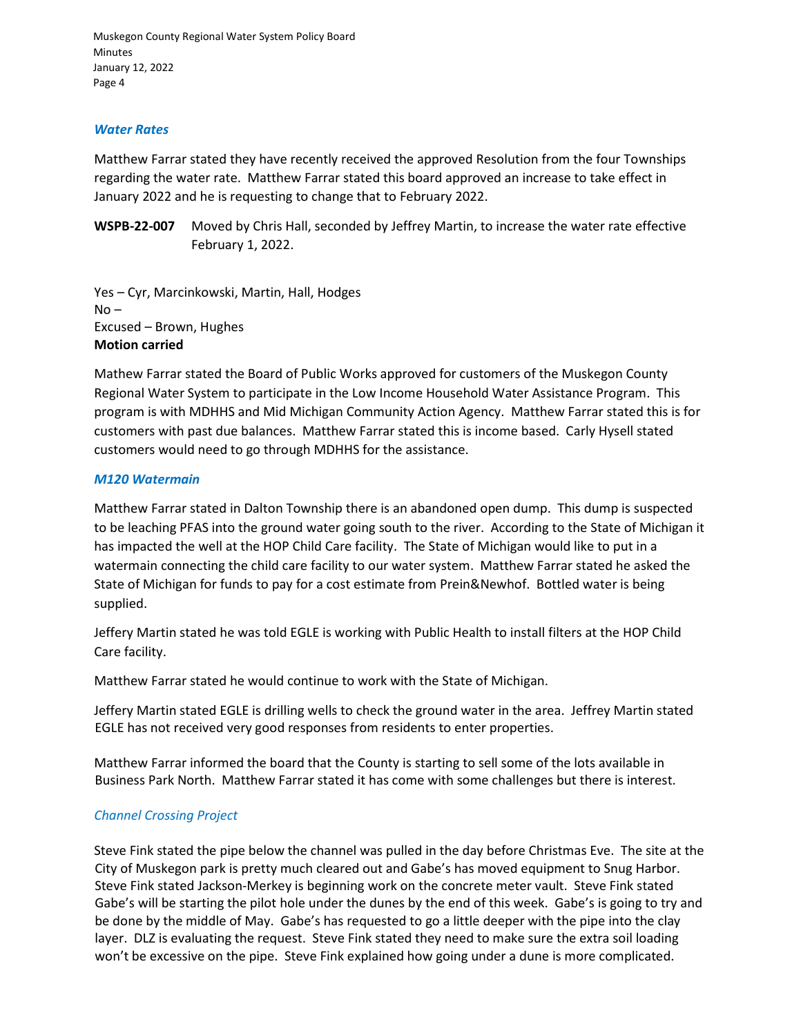### *Water Rates*

Matthew Farrar stated they have recently received the approved Resolution from the four Townships regarding the water rate. Matthew Farrar stated this board approved an increase to take effect in January 2022 and he is requesting to change that to February 2022.

**WSPB-22-007** Moved by Chris Hall, seconded by Jeffrey Martin, to increase the water rate effective February 1, 2022.

Yes – Cyr, Marcinkowski, Martin, Hall, Hodges
No –
Excused – Brown, Hughes
**Motion carried**

Mathew Farrar stated the Board of Public Works approved for customers of the Muskegon County Regional Water System to participate in the Low Income Household Water Assistance Program. This program is with MDHHS and Mid Michigan Community Action Agency. Matthew Farrar stated this is for customers with past due balances. Matthew Farrar stated this is income based. Carly Hysell stated customers would need to go through MDHHS for the assistance.

### *M120 Watermain*

Matthew Farrar stated in Dalton Township there is an abandoned open dump. This dump is suspected to be leaching PFAS into the ground water going south to the river. According to the State of Michigan it has impacted the well at the HOP Child Care facility. The State of Michigan would like to put in a watermain connecting the child care facility to our water system. Matthew Farrar stated he asked the State of Michigan for funds to pay for a cost estimate from Prein&Newhof. Bottled water is being supplied.

Jeffery Martin stated he was told EGLE is working with Public Health to install filters at the HOP Child Care facility.

Matthew Farrar stated he would continue to work with the State of Michigan.

Jeffery Martin stated EGLE is drilling wells to check the ground water in the area. Jeffrey Martin stated EGLE has not received very good responses from residents to enter properties.

Matthew Farrar informed the board that the County is starting to sell some of the lots available in Business Park North. Matthew Farrar stated it has come with some challenges but there is interest.

### *Channel Crossing Project*

Steve Fink stated the pipe below the channel was pulled in the day before Christmas Eve. The site at the City of Muskegon park is pretty much cleared out and Gabe's has moved equipment to Snug Harbor. Steve Fink stated Jackson-Merkey is beginning work on the concrete meter vault. Steve Fink stated Gabe's will be starting the pilot hole under the dunes by the end of this week. Gabe's is going to try and be done by the middle of May. Gabe's has requested to go a little deeper with the pipe into the clay layer. DLZ is evaluating the request. Steve Fink stated they need to make sure the extra soil loading won't be excessive on the pipe. Steve Fink explained how going under a dune is more complicated.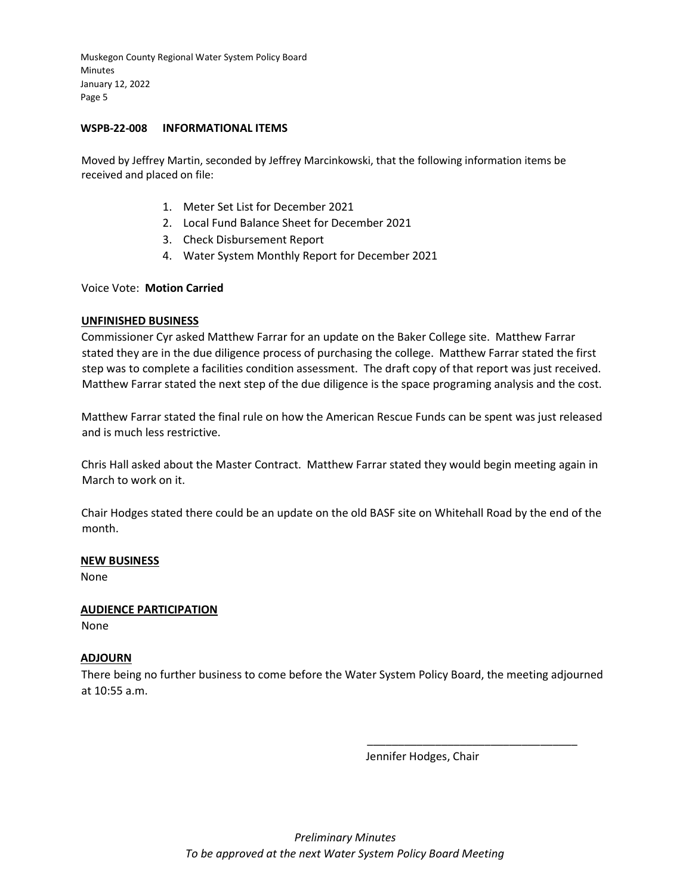**WSPB-22-008 INFORMATIONAL ITEMS**

Moved by Jeffrey Martin, seconded by Jeffrey Marcinkowski, that the following information items be received and placed on file:

1. Meter Set List for December 2021
2. Local Fund Balance Sheet for December 2021
3. Check Disbursement Report
4. Water System Monthly Report for December 2021

Voice Vote: **Motion Carried**

**UNFINISHED BUSINESS**

Commissioner Cyr asked Matthew Farrar for an update on the Baker College site. Matthew Farrar stated they are in the due diligence process of purchasing the college. Matthew Farrar stated the first step was to complete a facilities condition assessment. The draft copy of that report was just received. Matthew Farrar stated the next step of the due diligence is the space programing analysis and the cost.

Matthew Farrar stated the final rule on how the American Rescue Funds can be spent was just released and is much less restrictive.

Chris Hall asked about the Master Contract. Matthew Farrar stated they would begin meeting again in March to work on it.

Chair Hodges stated there could be an update on the old BASF site on Whitehall Road by the end of the month.

**NEW BUSINESS**

None

**AUDIENCE PARTICIPATION**

None

**ADJOURN**

There being no further business to come before the Water System Policy Board, the meeting adjourned at 10:55 a.m.

\_\_\_\_\_\_\_\_\_\_\_\_\_\_\_\_\_\_\_\_\_\_\_\_\_\_\_\_\_\_\_\_\_\_\_

Jennifer Hodges, Chair

*Preliminary Minutes*
*To be approved at the next Water System Policy Board Meeting*